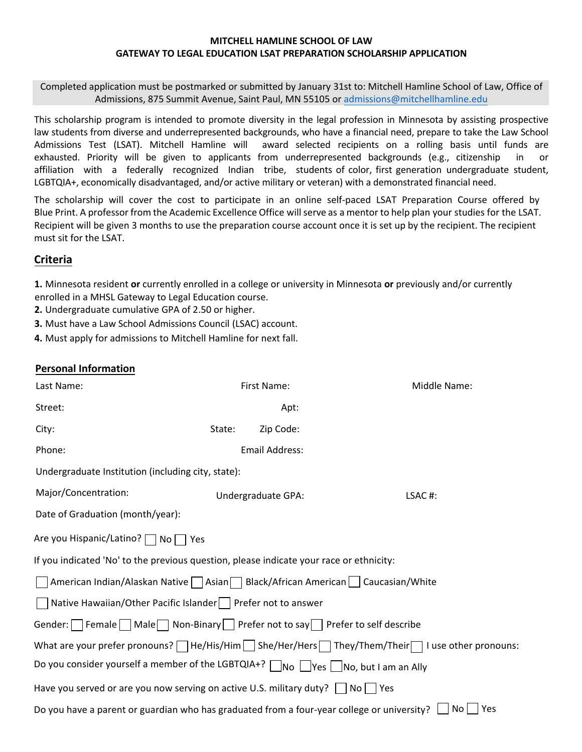**MITCHELL HAMLINE SCHOOL OF LAW**
**GATEWAY TO LEGAL EDUCATION LSAT PREPARATION SCHOLARSHIP APPLICATION**

Completed application must be postmarked or submitted by January 31st to: Mitchell Hamline School of Law, Office of Admissions, 875 Summit Avenue, Saint Paul, MN 55105 or admissions@mitchellhamline.edu

This scholarship program is intended to promote diversity in the legal profession in Minnesota by assisting prospective law students from diverse and underrepresented backgrounds, who have a financial need, prepare to take the Law School Admissions Test (LSAT). Mitchell Hamline will award selected recipients on a rolling basis until funds are exhausted. Priority will be given to applicants from underrepresented backgrounds (e.g., citizenship in or affiliation with a federally recognized Indian tribe, students of color, first generation undergraduate student, LGBTQIA+, economically disadvantaged, and/or active military or veteran) with a demonstrated financial need.

The scholarship will cover the cost to participate in an online self-paced LSAT Preparation Course offered by Blue Print. A professor from the Academic Excellence Office will serve as a mentor to help plan your studies for the LSAT. Recipient will be given 3 months to use the preparation course account once it is set up by the recipient. The recipient must sit for the LSAT.

## Criteria

**1.** Minnesota resident **or** currently enrolled in a college or university in Minnesota **or** previously and/or currently enrolled in a MHSL Gateway to Legal Education course.
**2.** Undergraduate cumulative GPA of 2.50 or higher.
**3.** Must have a Law School Admissions Council (LSAC) account.
**4.** Must apply for admissions to Mitchell Hamline for next fall.

## Personal Information

Last Name: First Name: Middle Name:

Street: Apt:

City: State: Zip Code:

Phone: Email Address:

Undergraduate Institution (including city, state):

Major/Concentration: Undergraduate GPA: LSAC #:

Date of Graduation (month/year):

Are you Hispanic/Latino? ☐ No ☐ Yes

If you indicated 'No' to the previous question, please indicate your race or ethnicity:

☐ American Indian/Alaskan Native ☐ Asian ☐ Black/African American ☐ Caucasian/White

☐ Native Hawaiian/Other Pacific Islander ☐ Prefer not to answer

Gender: ☐ Female ☐ Male ☐ Non-Binary ☐ Prefer not to say ☐ Prefer to self describe

What are your prefer pronouns? ☐ He/His/Him ☐ She/Her/Hers ☐ They/Them/Their ☐ I use other pronouns:

Do you consider yourself a member of the LGBTQIA+? ☐ No ☐ Yes ☐ No, but I am an Ally

Have you served or are you now serving on active U.S. military duty? ☐ No ☐ Yes

Do you have a parent or guardian who has graduated from a four-year college or university? ☐ No ☐ Yes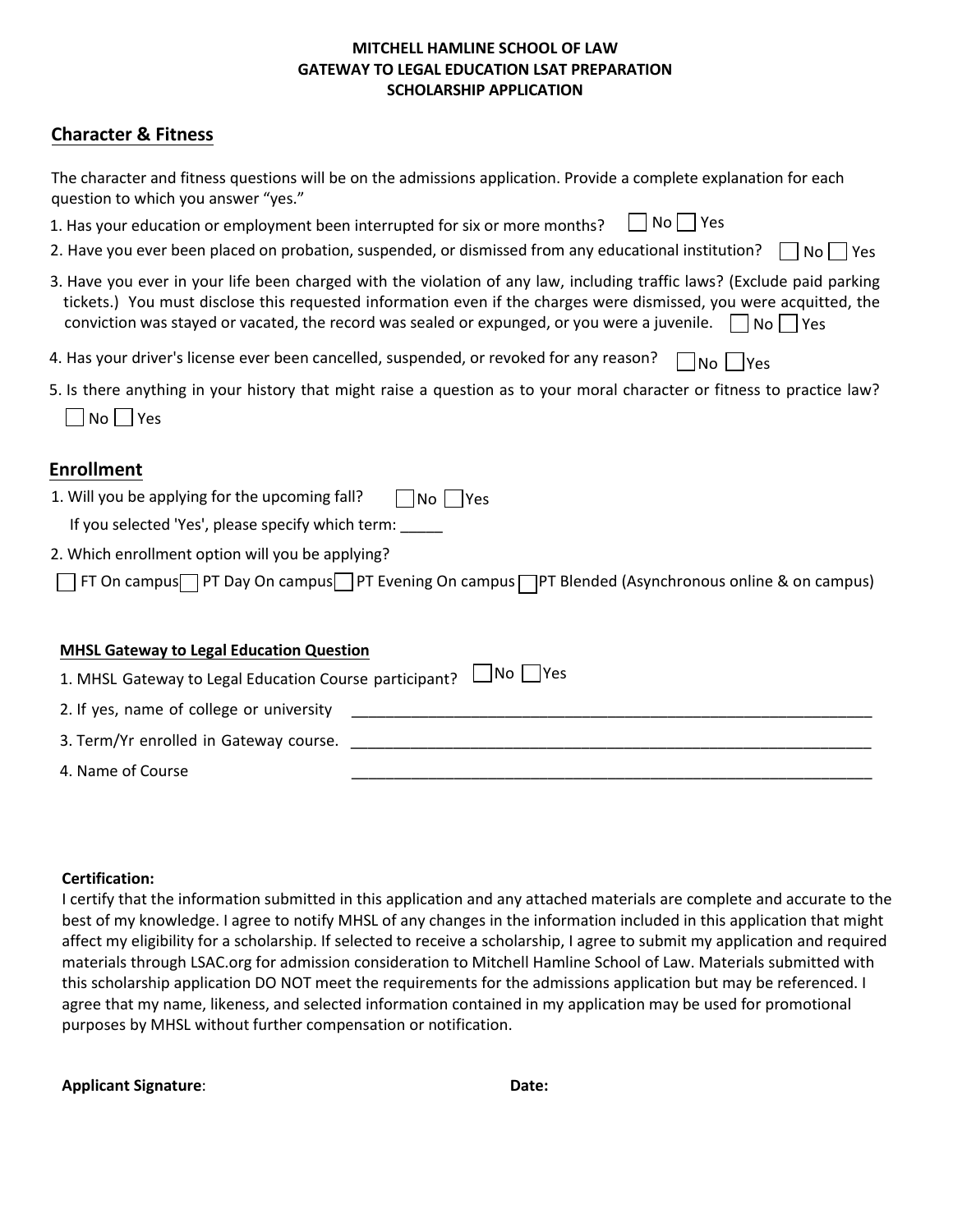**MITCHELL HAMLINE SCHOOL OF LAW**
**GATEWAY TO LEGAL EDUCATION LSAT PREPARATION**
**SCHOLARSHIP APPLICATION**

## Character & Fitness

The character and fitness questions will be on the admissions application. Provide a complete explanation for each question to which you answer "yes."

1. Has your education or employment been interrupted for six or more months? ☐ No ☐ Yes
2. Have you ever been placed on probation, suspended, or dismissed from any educational institution? ☐ No ☐ Yes
3. Have you ever in your life been charged with the violation of any law, including traffic laws? (Exclude paid parking tickets.) You must disclose this requested information even if the charges were dismissed, you were acquitted, the conviction was stayed or vacated, the record was sealed or expunged, or you were a juvenile. ☐ No ☐ Yes
4. Has your driver's license ever been cancelled, suspended, or revoked for any reason? ☐ No ☐ Yes
5. Is there anything in your history that might raise a question as to your moral character or fitness to practice law?
   ☐ No ☐ Yes

## Enrollment

1. Will you be applying for the upcoming fall? ☐ No ☐ Yes
   If you selected 'Yes', please specify which term: _____
2. Which enrollment option will you be applying?

☐ FT On campus ☐ PT Day On campus ☐ PT Evening On campus ☐ PT Blended (Asynchronous online & on campus)

### MHSL Gateway to Legal Education Question

1. MHSL Gateway to Legal Education Course participant? ☐ No ☐ Yes
2. If yes, name of college or university _______________________________________________
3. Term/Yr enrolled in Gateway course. _______________________________________________
4. Name of Course _______________________________________________

**Certification:**
I certify that the information submitted in this application and any attached materials are complete and accurate to the best of my knowledge. I agree to notify MHSL of any changes in the information included in this application that might affect my eligibility for a scholarship. If selected to receive a scholarship, I agree to submit my application and required materials through LSAC.org for admission consideration to Mitchell Hamline School of Law. Materials submitted with this scholarship application DO NOT meet the requirements for the admissions application but may be referenced. I agree that my name, likeness, and selected information contained in my application may be used for promotional purposes by MHSL without further compensation or notification.

**Applicant Signature**: **Date:**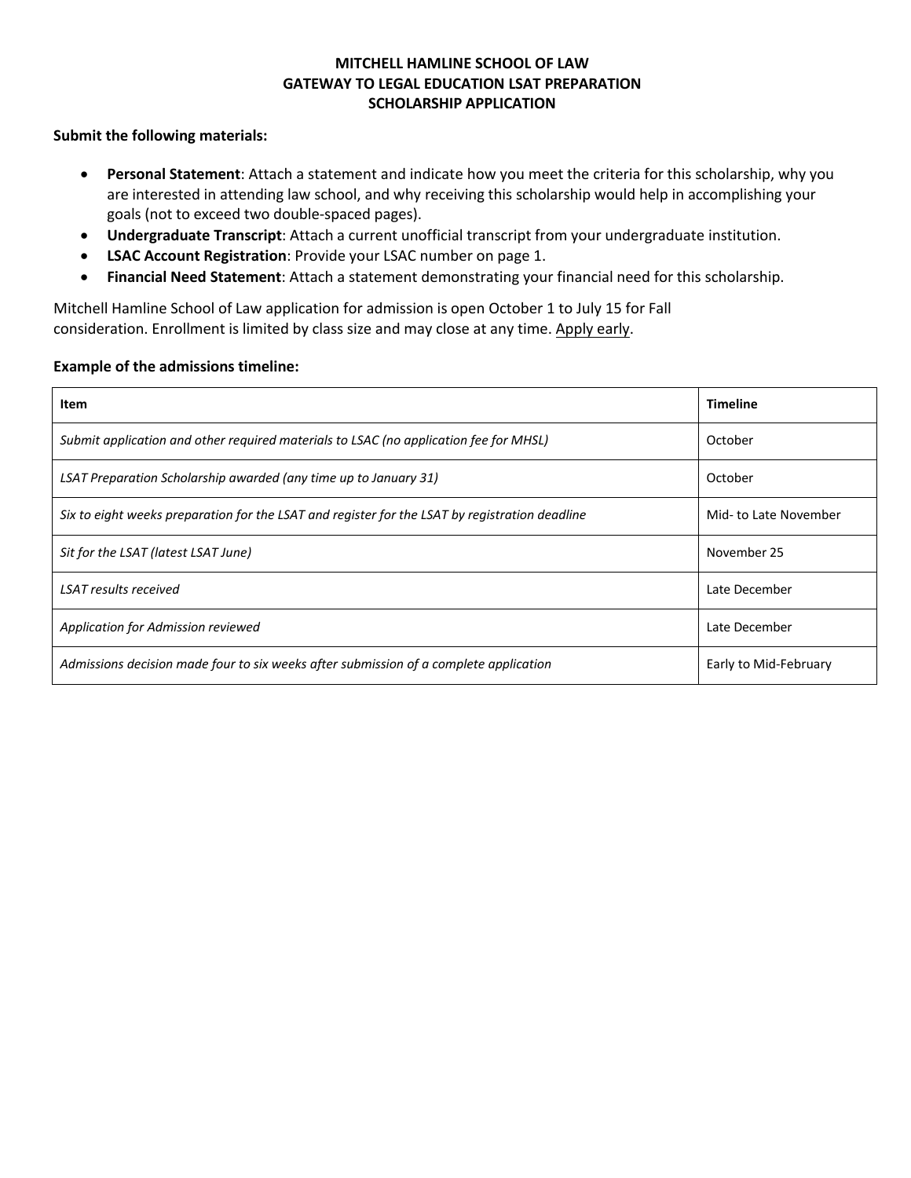# MITCHELL HAMLINE SCHOOL OF LAW
## GATEWAY TO LEGAL EDUCATION LSAT PREPARATION
## SCHOLARSHIP APPLICATION

**Submit the following materials:**

- **Personal Statement**: Attach a statement and indicate how you meet the criteria for this scholarship, why you are interested in attending law school, and why receiving this scholarship would help in accomplishing your goals (not to exceed two double-spaced pages).
- **Undergraduate Transcript**: Attach a current unofficial transcript from your undergraduate institution.
- **LSAC Account Registration**: Provide your LSAC number on page 1.
- **Financial Need Statement**: Attach a statement demonstrating your financial need for this scholarship.

Mitchell Hamline School of Law application for admission is open October 1 to July 15 for Fall consideration. Enrollment is limited by class size and may close at any time. Apply early.

**Example of the admissions timeline:**

| Item | Timeline |
|---|---|
| *Submit application and other required materials to LSAC (no application fee for MHSL)* | October |
| *LSAT Preparation Scholarship awarded (any time up to January 31)* | October |
| *Six to eight weeks preparation for the LSAT and register for the LSAT by registration deadline* | Mid- to Late November |
| *Sit for the LSAT (latest LSAT June)* | November 25 |
| *LSAT results received* | Late December |
| *Application for Admission reviewed* | Late December |
| *Admissions decision made four to six weeks after submission of a complete application* | Early to Mid-February |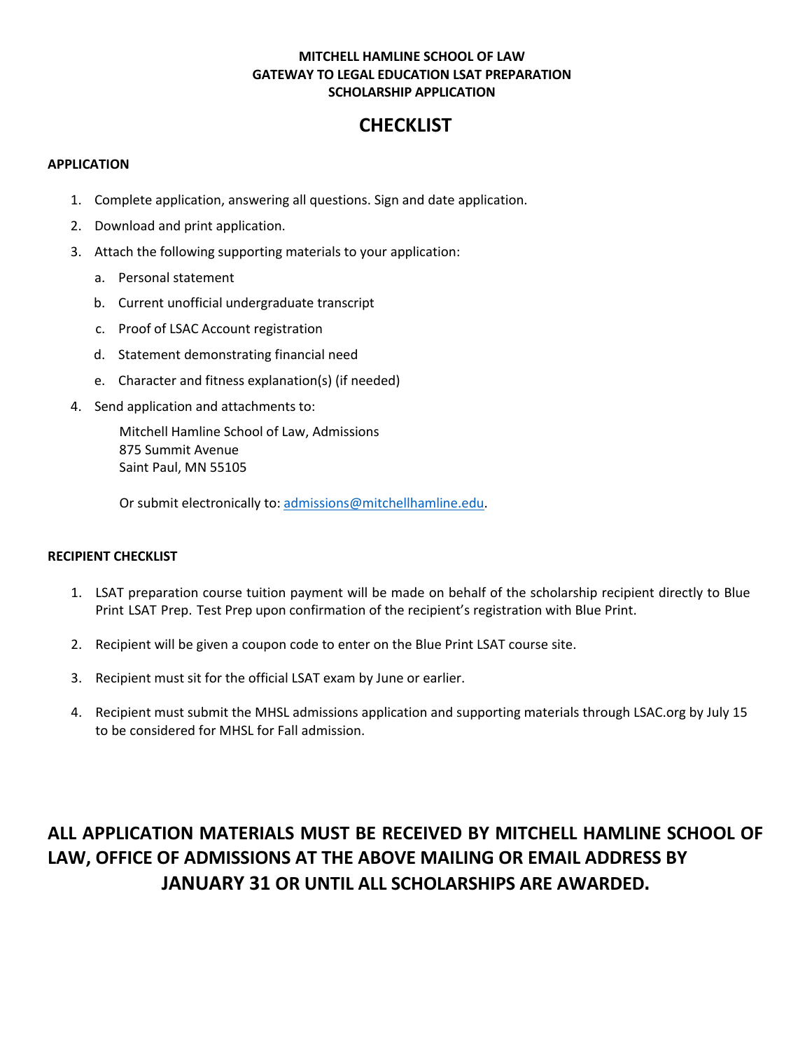**MITCHELL HAMLINE SCHOOL OF LAW**
**GATEWAY TO LEGAL EDUCATION LSAT PREPARATION**
**SCHOLARSHIP APPLICATION**

# CHECKLIST

**APPLICATION**

1. Complete application, answering all questions. Sign and date application.
2. Download and print application.
3. Attach the following supporting materials to your application:
    a. Personal statement
    b. Current unofficial undergraduate transcript
    c. Proof of LSAC Account registration
    d. Statement demonstrating financial need
    e. Character and fitness explanation(s) (if needed)
4. Send application and attachments to:

    Mitchell Hamline School of Law, Admissions
    875 Summit Avenue
    Saint Paul, MN 55105

    Or submit electronically to: admissions@mitchellhamline.edu.

**RECIPIENT CHECKLIST**

1. LSAT preparation course tuition payment will be made on behalf of the scholarship recipient directly to Blue Print LSAT Prep. Test Prep upon confirmation of the recipient's registration with Blue Print.
2. Recipient will be given a coupon code to enter on the Blue Print LSAT course site.
3. Recipient must sit for the official LSAT exam by June or earlier.
4. Recipient must submit the MHSL admissions application and supporting materials through LSAC.org by July 15 to be considered for MHSL for Fall admission.

**ALL APPLICATION MATERIALS MUST BE RECEIVED BY MITCHELL HAMLINE SCHOOL OF LAW, OFFICE OF ADMISSIONS AT THE ABOVE MAILING OR EMAIL ADDRESS BY JANUARY 31 OR UNTIL ALL SCHOLARSHIPS ARE AWARDED.**